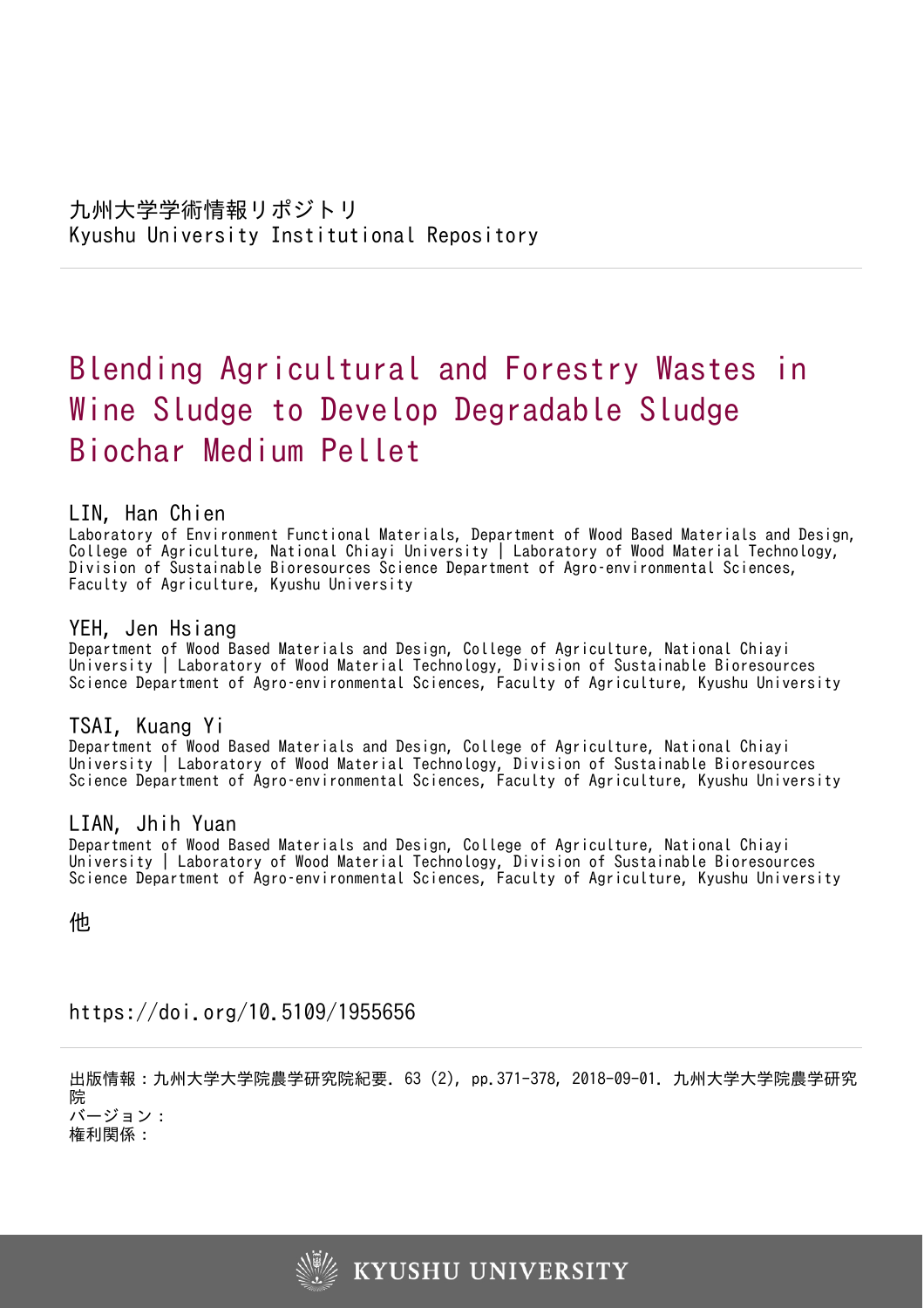九州大学学術情報リポジトリ
Kyushu University Institutional Repository

# Blending Agricultural and Forestry Wastes in Wine Sludge to Develop Degradable Sludge Biochar Medium Pellet

**LIN, Han Chien**
Laboratory of Environment Functional Materials, Department of Wood Based Materials and Design, College of Agriculture, National Chiayi University | Laboratory of Wood Material Technology, Division of Sustainable Bioresources Science Department of Agro-environmental Sciences, Faculty of Agriculture, Kyushu University

**YEH, Jen Hsiang**
Department of Wood Based Materials and Design, College of Agriculture, National Chiayi University | Laboratory of Wood Material Technology, Division of Sustainable Bioresources Science Department of Agro-environmental Sciences, Faculty of Agriculture, Kyushu University

**TSAI, Kuang Yi**
Department of Wood Based Materials and Design, College of Agriculture, National Chiayi University | Laboratory of Wood Material Technology, Division of Sustainable Bioresources Science Department of Agro-environmental Sciences, Faculty of Agriculture, Kyushu University

**LIAN, Jhih Yuan**
Department of Wood Based Materials and Design, College of Agriculture, National Chiayi University | Laboratory of Wood Material Technology, Division of Sustainable Bioresources Science Department of Agro-environmental Sciences, Faculty of Agriculture, Kyushu University

他

https://doi.org/10.5109/1955656

出版情報：九州大学大学院農学研究院紀要. 63 (2), pp.371-378, 2018-09-01. 九州大学大学院農学研究院
バージョン：
権利関係：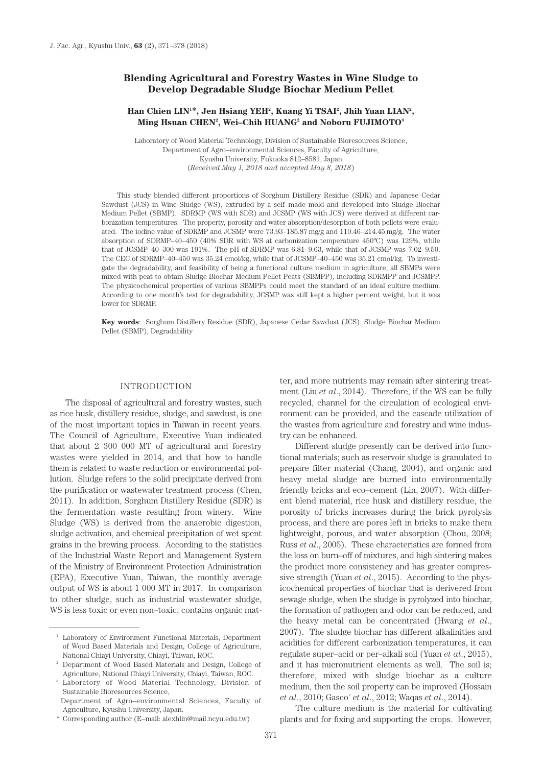# Blending Agricultural and Forestry Wastes in Wine Sludge to Develop Degradable Sludge Biochar Medium Pellet

**Han Chien LIN[1]*, Jen Hsiang YEH[2], Kuang Yi TSAI[2], Jhih Yuan LIAN[2], Ming Hsuan CHEN[2], Wei–Chih HUANG[2] and Noboru FUJIMOTO[3]**

Laboratory of Wood Material Technology, Division of Sustainable Bioresources Science, Department of Agro–environmental Sciences, Faculty of Agriculture, Kyushu University, Fukuoka 812–8581, Japan
(*Received May 1, 2018 and accepted May 8, 2018*)

This study blended different proportions of Sorghum Distillery Residue (SDR) and Japanese Cedar Sawdust (JCS) in Wine Sludge (WS), extruded by a self–made mold and developed into Sludge Biochar Medium Pellet (SBMP). SDRMP (WS with SDR) and JCSMP (WS with JCS) were derived at different carbonization temperatures. The property, porosity and water absorption/desorption of both pellets were evaluated. The iodine value of SDRMP and JCSMP were 73.93–185.87 mg/g and 110.46–214.45 mg/g. The water absorption of SDRMP–40–450 (40% SDR with WS at carbonization temperature 450°C) was 129%, while that of JCSMP–40–300 was 191%. The pH of SDRMP was 6.81–9.63, while that of JCSMP was 7.02–9.50. The CEC of SDRMP–40–450 was 35.24 cmol/kg, while that of JCSMP–40–450 was 35.21 cmol/kg. To investigate the degradability, and feasibility of being a functional culture medium in agriculture, all SBMPs were mixed with peat to obtain Sludge Biochar Medium Pellet Peats (SBMPP), including SDRMPP and JCSMPP. The physicochemical properties of various SBMPPs could meet the standard of an ideal culture medium. According to one month's test for degradability, JCSMP was still kept a higher percent weight, but it was lower for SDRMP.

**Key words**: Sorghum Distillery Residue (SDR), Japanese Cedar Sawdust (JCS), Sludge Biochar Medium Pellet (SBMP), Degradability

## INTRODUCTION

The disposal of agricultural and forestry wastes, such as rice husk, distillery residue, sludge, and sawdust, is one of the most important topics in Taiwan in recent years. The Council of Agriculture, Executive Yuan indicated that about 2 300 000 MT of agricultural and forestry wastes were yielded in 2014, and that how to handle them is related to waste reduction or environmental pollution. Sludge refers to the solid precipitate derived from the purification or wastewater treatment process (Chen, 2011). In addition, Sorghum Distillery Residue (SDR) is the fermentation waste resulting from winery. Wine Sludge (WS) is derived from the anaerobic digestion, sludge activation, and chemical precipitation of wet spent grains in the brewing process. According to the statistics of the Industrial Waste Report and Management System of the Ministry of Environment Protection Administration (EPA), Executive Yuan, Taiwan, the monthly average output of WS is about 1 000 MT in 2017. In comparison to other sludge, such as industrial wastewater sludge, WS is less toxic or even non–toxic, contains organic matter, and more nutrients may remain after sintering treatment (Liu *et al.*, 2014). Therefore, if the WS can be fully recycled, channel for the circulation of ecological environment can be provided, and the cascade utilization of the wastes from agriculture and forestry and wine industry can be enhanced.

Different sludge presently can be derived into functional materials; such as reservoir sludge is granulated to prepare filter material (Chang, 2004), and organic and heavy metal sludge are burned into environmentally friendly bricks and eco–cement (Lin, 2007). With different blend material, rice husk and distillery residue, the porosity of bricks increases during the brick pyrolysis process, and there are pores left in bricks to make them lightweight, porous, and water absorption (Chou, 2008; Russ *et al.*, 2005). These characteristics are formed from the loss on burn–off of mixtures, and high sintering makes the product more consistency and has greater compressive strength (Yuan *et al.*, 2015). According to the physicochemical properties of biochar that is derived from sewage sludge, when the sludge is pyrolyzed into biochar, the formation of pathogen and odor can be reduced, and the heavy metal can be concentrated (Hwang *et al.*, 2007). The sludge biochar has different alkalinities and acidities for different carbonization temperatures, it can regulate super–acid or per–alkali soil (Yuan *et al.*, 2015), and it has micronutrient elements as well. The soil is; therefore, mixed with sludge biochar as a culture medium, then the soil property can be improved (Hossain *et al.*, 2010; Gasco´ *et al.*, 2012; Waqas *et al.*, 2014).

The culture medium is the material for cultivating plants and for fixing and supporting the crops. However,

---

[1] Laboratory of Environment Functional Materials, Department of Wood Based Materials and Design, College of Agriculture, National Chiayi University, Chiayi, Taiwan, ROC.

[2] Department of Wood Based Materials and Design, College of Agriculture, National Chiayi University, Chiayi, Taiwan, ROC.

[3] Laboratory of Wood Material Technology, Division of Sustainable Bioresources Science, Department of Agro–environmental Sciences, Faculty of Agriculture, Kyushu University, Japan.

\* Corresponding author (E–mail: alexhlin@mail.ncyu.edu.tw)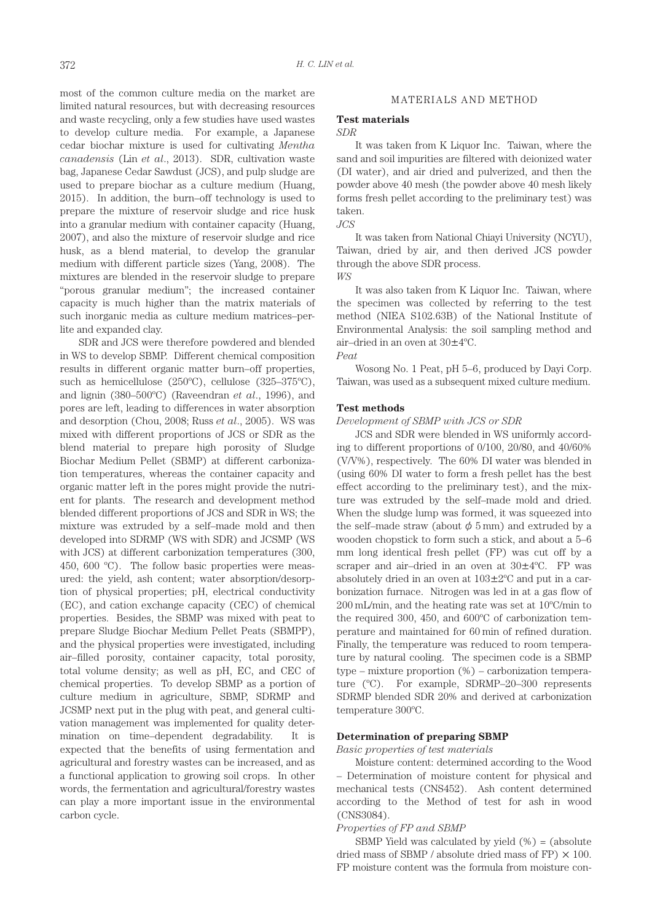most of the common culture media on the market are limited natural resources, but with decreasing resources and waste recycling, only a few studies have used wastes to develop culture media. For example, a Japanese cedar biochar mixture is used for cultivating *Mentha canadensis* (Lin *et al*., 2013). SDR, cultivation waste bag, Japanese Cedar Sawdust (JCS), and pulp sludge are used to prepare biochar as a culture medium (Huang, 2015). In addition, the burn–off technology is used to prepare the mixture of reservoir sludge and rice husk into a granular medium with container capacity (Huang, 2007), and also the mixture of reservoir sludge and rice husk, as a blend material, to develop the granular medium with different particle sizes (Yang, 2008). The mixtures are blended in the reservoir sludge to prepare "porous granular medium"; the increased container capacity is much higher than the matrix materials of such inorganic media as culture medium matrices–perlite and expanded clay.

SDR and JCS were therefore powdered and blended in WS to develop SBMP. Different chemical composition results in different organic matter burn–off properties, such as hemicellulose (250℃), cellulose (325–375℃), and lignin (380–500℃) (Raveendran *et al*., 1996), and pores are left, leading to differences in water absorption and desorption (Chou, 2008; Russ *et al*., 2005). WS was mixed with different proportions of JCS or SDR as the blend material to prepare high porosity of Sludge Biochar Medium Pellet (SBMP) at different carbonization temperatures, whereas the container capacity and organic matter left in the pores might provide the nutrient for plants. The research and development method blended different proportions of JCS and SDR in WS; the mixture was extruded by a self–made mold and then developed into SDRMP (WS with SDR) and JCSMP (WS with JCS) at different carbonization temperatures (300, 450, 600 ℃). The follow basic properties were measured: the yield, ash content; water absorption/desorption of physical properties; pH, electrical conductivity (EC), and cation exchange capacity (CEC) of chemical properties. Besides, the SBMP was mixed with peat to prepare Sludge Biochar Medium Pellet Peats (SBMPP), and the physical properties were investigated, including air–filled porosity, container capacity, total porosity, total volume density; as well as pH, EC, and CEC of chemical properties. To develop SBMP as a portion of culture medium in agriculture, SBMP, SDRMP and JCSMP next put in the plug with peat, and general cultivation management was implemented for quality determination on time–dependent degradability. It is expected that the benefits of using fermentation and agricultural and forestry wastes can be increased, and as a functional application to growing soil crops. In other words, the fermentation and agricultural/forestry wastes can play a more important issue in the environmental carbon cycle.

## MATERIALS AND METHOD

### Test materials

*SDR*

It was taken from K Liquor Inc. Taiwan, where the sand and soil impurities are filtered with deionized water (DI water), and air dried and pulverized, and then the powder above 40 mesh (the powder above 40 mesh likely forms fresh pellet according to the preliminary test) was taken.

*JCS*

It was taken from National Chiayi University (NCYU), Taiwan, dried by air, and then derived JCS powder through the above SDR process.

*WS*

It was also taken from K Liquor Inc. Taiwan, where the specimen was collected by referring to the test method (NIEA S102.63B) of the National Institute of Environmental Analysis: the soil sampling method and air–dried in an oven at 30±4℃.

*Peat*

Wosong No. 1 Peat, pH 5–6, produced by Dayi Corp. Taiwan, was used as a subsequent mixed culture medium.

### Test methods

*Development of SBMP with JCS or SDR*

JCS and SDR were blended in WS uniformly according to different proportions of 0/100, 20/80, and 40/60% (V/V%), respectively. The 60% DI water was blended in (using 60% DI water to form a fresh pellet has the best effect according to the preliminary test), and the mixture was extruded by the self–made mold and dried. When the sludge lump was formed, it was squeezed into the self–made straw (about $\phi$ 5 mm) and extruded by a wooden chopstick to form such a stick, and about a 5–6 mm long identical fresh pellet (FP) was cut off by a scraper and air–dried in an oven at 30±4℃. FP was absolutely dried in an oven at 103±2℃ and put in a carbonization furnace. Nitrogen was led in at a gas flow of 200 mL/min, and the heating rate was set at 10℃/min to the required 300, 450, and 600℃ of carbonization temperature and maintained for 60 min of refined duration. Finally, the temperature was reduced to room temperature by natural cooling. The specimen code is a SBMP type – mixture proportion (%) – carbonization temperature (℃). For example, SDRMP–20–300 represents SDRMP blended SDR 20% and derived at carbonization temperature 300℃.

### Determination of preparing SBMP

*Basic properties of test materials*

Moisture content: determined according to the Wood – Determination of moisture content for physical and mechanical tests (CNS452). Ash content determined according to the Method of test for ash in wood (CNS3084).

*Properties of FP and SBMP*

SBMP Yield was calculated by yield (%) = (absolute dried mass of SBMP / absolute dried mass of FP) $\times$ 100. FP moisture content was the formula from moisture con-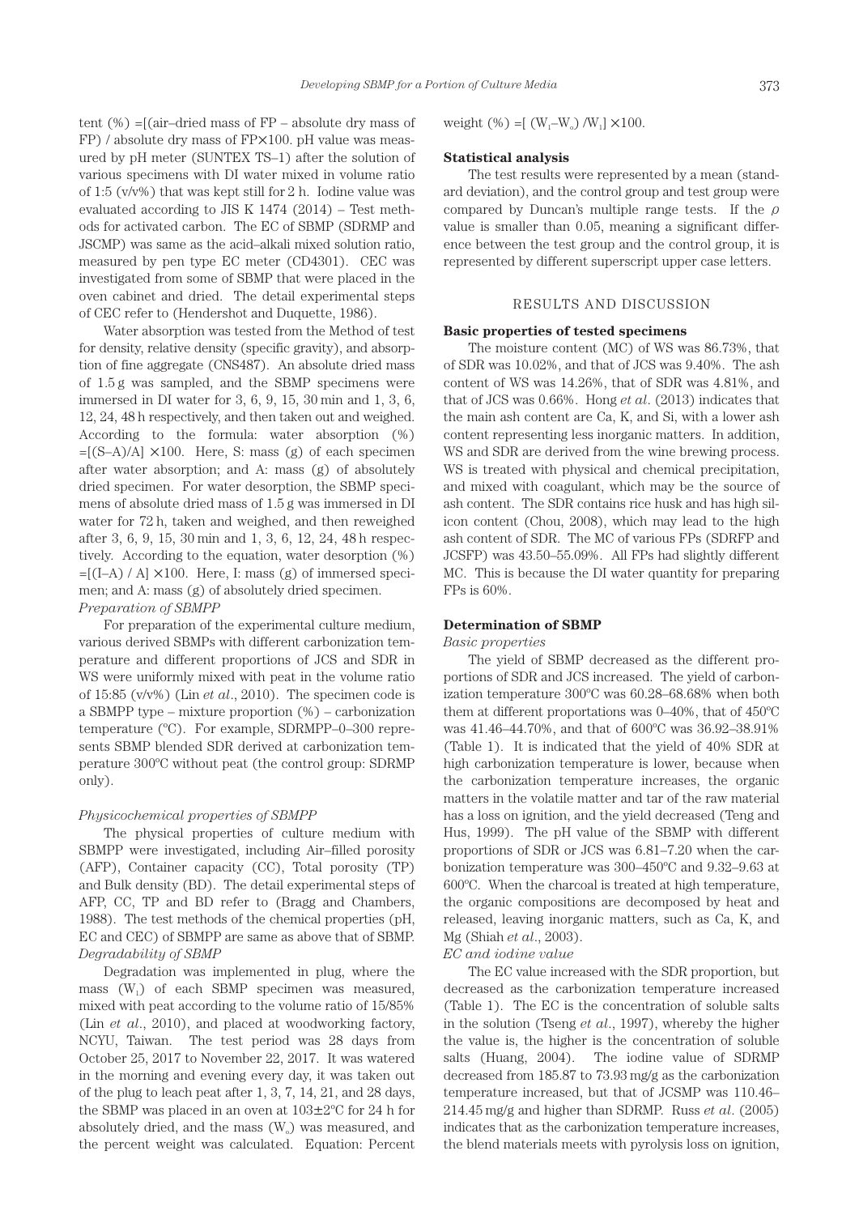tent (%) =[(air–dried mass of FP – absolute dry mass of FP) / absolute dry mass of FP$\times$100. pH value was measured by pH meter (SUNTEX TS–1) after the solution of various specimens with DI water mixed in volume ratio of 1:5 (v/v%) that was kept still for 2 h. Iodine value was evaluated according to JIS K 1474 (2014) – Test methods for activated carbon. The EC of SBMP (SDRMP and JSCMP) was same as the acid–alkali mixed solution ratio, measured by pen type EC meter (CD4301). CEC was investigated from some of SBMP that were placed in the oven cabinet and dried. The detail experimental steps of CEC refer to (Hendershot and Duquette, 1986).

Water absorption was tested from the Method of test for density, relative density (specific gravity), and absorption of fine aggregate (CNS487). An absolute dried mass of 1.5 g was sampled, and the SBMP specimens were immersed in DI water for 3, 6, 9, 15, 30 min and 1, 3, 6, 12, 24, 48 h respectively, and then taken out and weighed. According to the formula: water absorption (%) =[(S–A)/A] $\times$100. Here, S: mass (g) of each specimen after water absorption; and A: mass (g) of absolutely dried specimen. For water desorption, the SBMP specimens of absolute dried mass of 1.5 g was immersed in DI water for 72 h, taken and weighed, and then reweighed after 3, 6, 9, 15, 30 min and 1, 3, 6, 12, 24, 48 h respectively. According to the equation, water desorption (%) =[(I–A) / A] $\times$100. Here, I: mass (g) of immersed specimen; and A: mass (g) of absolutely dried specimen.

*Preparation of SBMPP*

For preparation of the experimental culture medium, various derived SBMPs with different carbonization temperature and different proportions of JCS and SDR in WS were uniformly mixed with peat in the volume ratio of 15:85 (v/v%) (Lin *et al*., 2010). The specimen code is a SBMPP type – mixture proportion (%) – carbonization temperature (ºC). For example, SDRMPP–0–300 represents SBMP blended SDR derived at carbonization temperature 300ºC without peat (the control group: SDRMP only).

*Physicochemical properties of SBMPP*

The physical properties of culture medium with SBMPP were investigated, including Air–filled porosity (AFP), Container capacity (CC), Total porosity (TP) and Bulk density (BD). The detail experimental steps of AFP, CC, TP and BD refer to (Bragg and Chambers, 1988). The test methods of the chemical properties (pH, EC and CEC) of SBMPP are same as above that of SBMP.

*Degradability of SBMP*

Degradation was implemented in plug, where the mass ($W_1$) of each SBMP specimen was measured, mixed with peat according to the volume ratio of 15/85% (Lin *et al*., 2010), and placed at woodworking factory, NCYU, Taiwan. The test period was 28 days from October 25, 2017 to November 22, 2017. It was watered in the morning and evening every day, it was taken out of the plug to leach peat after 1, 3, 7, 14, 21, and 28 days, the SBMP was placed in an oven at 103±2ºC for 24 h for absolutely dried, and the mass ($W_o$) was measured, and the percent weight was calculated. Equation: Percent weight (%) =[ ($W_1$–$W_o$) /$W_1$] $\times$100.

### Statistical analysis

The test results were represented by a mean (standard deviation), and the control group and test group were compared by Duncan's multiple range tests. If the $\rho$ value is smaller than 0.05, meaning a significant difference between the test group and the control group, it is represented by different superscript upper case letters.

## RESULTS AND DISCUSSION

### Basic properties of tested specimens

The moisture content (MC) of WS was 86.73%, that of SDR was 10.02%, and that of JCS was 9.40%. The ash content of WS was 14.26%, that of SDR was 4.81%, and that of JCS was 0.66%. Hong *et al*. (2013) indicates that the main ash content are Ca, K, and Si, with a lower ash content representing less inorganic matters. In addition, WS and SDR are derived from the wine brewing process. WS is treated with physical and chemical precipitation, and mixed with coagulant, which may be the source of ash content. The SDR contains rice husk and has high silicon content (Chou, 2008), which may lead to the high ash content of SDR. The MC of various FPs (SDRFP and JCSFP) was 43.50–55.09%. All FPs had slightly different MC. This is because the DI water quantity for preparing FPs is 60%.

### Determination of SBMP

*Basic properties*

The yield of SBMP decreased as the different proportions of SDR and JCS increased. The yield of carbonization temperature 300ºC was 60.28–68.68% when both them at different proportations was 0–40%, that of 450ºC was 41.46–44.70%, and that of 600ºC was 36.92–38.91% (Table 1). It is indicated that the yield of 40% SDR at high carbonization temperature is lower, because when the carbonization temperature increases, the organic matters in the volatile matter and tar of the raw material has a loss on ignition, and the yield decreased (Teng and Hus, 1999). The pH value of the SBMP with different proportions of SDR or JCS was 6.81–7.20 when the carbonization temperature was 300–450ºC and 9.32–9.63 at 600ºC. When the charcoal is treated at high temperature, the organic compositions are decomposed by heat and released, leaving inorganic matters, such as Ca, K, and Mg (Shiah *et al*., 2003).

*EC and iodine value*

The EC value increased with the SDR proportion, but decreased as the carbonization temperature increased (Table 1). The EC is the concentration of soluble salts in the solution (Tseng *et al*., 1997), whereby the higher the value is, the higher is the concentration of soluble salts (Huang, 2004). The iodine value of SDRMP decreased from 185.87 to 73.93 mg/g as the carbonization temperature increased, but that of JCSMP was 110.46–214.45 mg/g and higher than SDRMP. Russ *et al*. (2005) indicates that as the carbonization temperature increases, the blend materials meets with pyrolysis loss on ignition,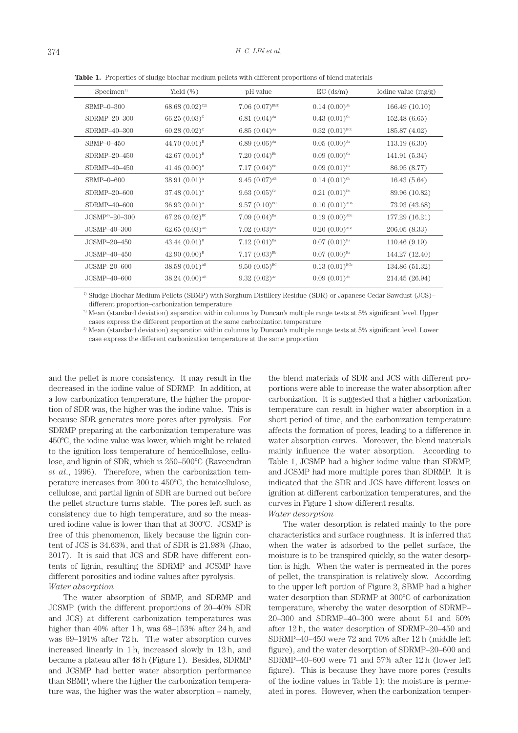**Table 1.** Properties of sludge biochar medium pellets with different proportions of blend materials

| Specimen[1] | Yield (%) | pH value | EC (ds/m) | Iodine value (mg/g) |
|---|---|---|---|---|
| SBMP–0–300 | 68.68 (0.02)[C2)] | 7.06 (0.07)[Bb3)] | 0.14 (0.00)[Ab] | 166.49 (10.10) |
| SDRMP–20–300 | 66.25 (0.03)[C] | 6.81 (0.04)[Aa] | 0.43 (0.01)[Cc] | 152.48 (6.65) |
| SDRMP–40–300 | 60.28 (0.02)[C] | 6.85 (0.04)[Aa] | 0.32 (0.01)[BCc] | 185.87 (4.02) |
| SBMP–0–450 | 44.70 (0.01)[B] | 6.89 (0.06)[Aa] | 0.05 (0.00)[Aa] | 113.19 (6.30) |
| SDRMP–20–450 | 42.67 (0.01)[B] | 7.20 (0.04)[Bb] | 0.09 (0.00)[Ca] | 141.91 (5.34) |
| SDRMP–40–450 | 41.46 (0.00)[B] | 7.17 (0.04)[Bb] | 0.09 (0.01)[Ca] | 86.95 (8.77) |
| SBMP–0–600 | 38.91 (0.01)[A] | 9.45 (0.07)[AB] | 0.14 (0.01)[Cb] | 16.43 (5.64) |
| SDRMP–20–600 | 37.48 (0.01)[A] | 9.63 (0.05)[Cc] | 0.21 (0.01)[Db] | 89.96 (10.82) |
| SDRMP–40–600 | 36.92 (0.01)[A] | 9.57 (0.10)[BC] | 0.10 (0.01)[ABb] | 73.93 (43.68) |
| JCSMP[4)]–20–300 | 67.26 (0.02)[BC] | 7.09 (0.04)[Ba] | 0.19 (0.00)[ABc] | 177.29 (16.21) |
| JCSMP–40–300 | 62.65 (0.03)[AB] | 7.02 (0.03)[Ba] | 0.20 (0.00)[ABc] | 206.05 (8.33) |
| JCSMP–20–450 | 43.44 (0.01)[B] | 7.12 (0.01)[Ba] | 0.07 (0.01)[Ba] | 110.46 (9.19) |
| JCSMP–40–450 | 42.90 (0.00)[B] | 7.17 (0.03)[Bb] | 0.07 (0.00)[Ba] | 144.27 (12.40) |
| JCSMP–20–600 | 38.58 (0.01)[AB] | 9.50 (0.05)[BC] | 0.13 (0.01)[BCb] | 134.86 (51.32) |
| JCSMP–40–600 | 38.24 (0.00)[AB] | 9.32 (0.02)[Ac] | 0.09 (0.01)[Ab] | 214.45 (26.94) |

[1)] Sludge Biochar Medium Pellets (SBMP) with Sorghum Distillery Residue (SDR) or Japanese Cedar Sawdust (JCS)–different proportion–carbonization temperature

[2)] Mean (standard deviation) separation within columns by Duncan's multiple range tests at 5% significant level. Upper cases express the different proportion at the same carbonization temperature

[3)] Mean (standard deviation) separation within columns by Duncan's multiple range tests at 5% significant level. Lower case express the different carbonization temperature at the same proportion

and the pellet is more consistency. It may result in the decreased in the iodine value of SDRMP. In addition, at a low carbonization temperature, the higher the proportion of SDR was, the higher was the iodine value. This is because SDR generates more pores after pyrolysis. For SDRMP preparing at the carbonization temperature was 450ºC, the iodine value was lower, which might be related to the ignition loss temperature of hemicellulose, cellulose, and lignin of SDR, which is 250–500ºC (Raveendran *et al.*, 1996). Therefore, when the carbonization temperature increases from 300 to 450ºC, the hemicellulose, cellulose, and partial lignin of SDR are burned out before the pellet structure turns stable. The pores left such as consistency due to high temperature, and so the measured iodine value is lower than that at 300ºC. JCSMP is free of this phenomenon, likely because the lignin content of JCS is 34.63%, and that of SDR is 21.98% (Jhao, 2017). It is said that JCS and SDR have different contents of lignin, resulting the SDRMP and JCSMP have different porosities and iodine values after pyrolysis.

*Water absorption*

The water absorption of SBMP, and SDRMP and JCSMP (with the different proportions of 20–40% SDR and JCS) at different carbonization temperatures was higher than 40% after 1 h, was 68–153% after 24 h, and was 69–191% after 72 h. The water absorption curves increased linearly in 1 h, increased slowly in 12 h, and became a plateau after 48 h (Figure 1). Besides, SDRMP and JCSMP had better water absorption performance than SBMP, where the higher the carbonization temperature was, the higher was the water absorption – namely, the blend materials of SDR and JCS with different proportions were able to increase the water absorption after carbonization. It is suggested that a higher carbonization temperature can result in higher water absorption in a short period of time, and the carbonization temperature affects the formation of pores, leading to a difference in water absorption curves. Moreover, the blend materials mainly influence the water absorption. According to Table 1, JCSMP had a higher iodine value than SDRMP, and JCSMP had more multiple pores than SDRMP. It is indicated that the SDR and JCS have different losses on ignition at different carbonization temperatures, and the curves in Figure 1 show different results.

*Water desorption*

The water desorption is related mainly to the pore characteristics and surface roughness. It is inferred that when the water is adsorbed to the pellet surface, the moisture is to be transpired quickly, so the water desorption is high. When the water is permeated in the pores of pellet, the transpiration is relatively slow. According to the upper left portion of Figure 2, SBMP had a higher water desorption than SDRMP at 300ºC of carbonization temperature, whereby the water desorption of SDRMP–20–300 and SDRMP–40–300 were about 51 and 50% after 12 h, the water desorption of SDRMP–20–450 and SDRMP–40–450 were 72 and 70% after 12 h (middle left figure), and the water desorption of SDRMP–20–600 and SDRMP–40–600 were 71 and 57% after 12 h (lower left figure). This is because they have more pores (results of the iodine values in Table 1); the moisture is permeated in pores. However, when the carbonization temper-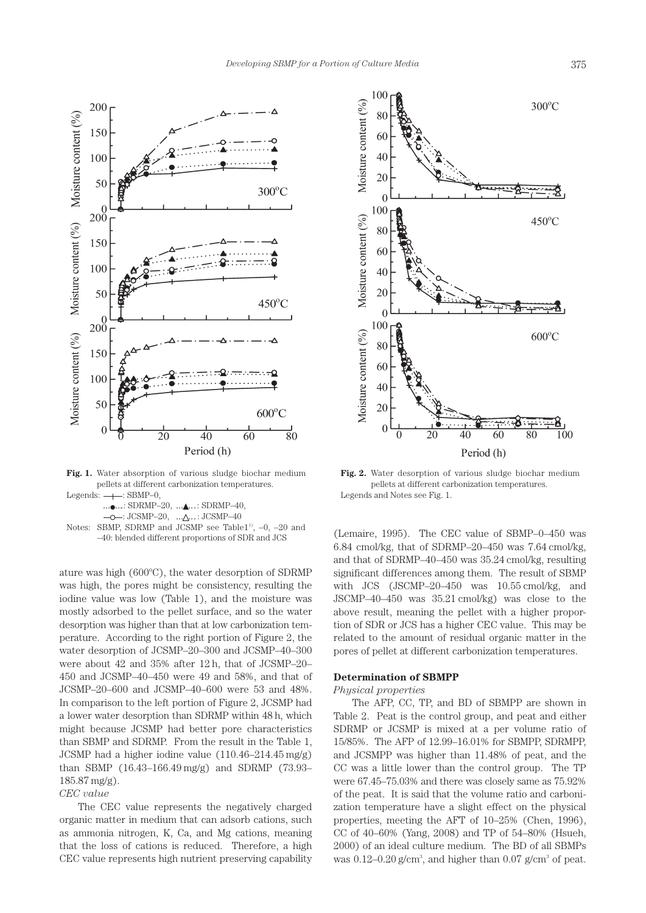**Fig. 1.** Water absorption of various sludge biochar medium pellets at different carbonization temperatures.

Legends: —+—: SBMP–0, ...●...: SDRMP–20, ...▲...: SDRMP–40, —○—: JCSMP–20, ...△...: JCSMP–40

Notes: SBMP, SDRMP and JCSMP see Table1[1]), –0, –20 and –40: blended different proportions of SDR and JCS

**Fig. 2.** Water desorption of various sludge biochar medium pellets at different carbonization temperatures.

Legends and Notes see Fig. 1.

ature was high (600°C), the water desorption of SDRMP was high, the pores might be consistency, resulting the iodine value was low (Table 1), and the moisture was mostly adsorbed to the pellet surface, and so the water desorption was higher than that at low carbonization temperature. According to the right portion of Figure 2, the water desorption of JCSMP–20–300 and JCSMP–40–300 were about 42 and 35% after 12 h, that of JCSMP–20–450 and JCSMP–40–450 were 49 and 58%, and that of JCSMP–20–600 and JCSMP–40–600 were 53 and 48%. In comparison to the left portion of Figure 2, JCSMP had a lower water desorption than SDRMP within 48 h, which might because JCSMP had better pore characteristics than SBMP and SDRMP. From the result in the Table 1, JCSMP had a higher iodine value (110.46–214.45 mg/g) than SBMP (16.43–166.49 mg/g) and SDRMP (73.93–185.87 mg/g).

*CEC value*

The CEC value represents the negatively charged organic matter in medium that can adsorb cations, such as ammonia nitrogen, K, Ca, and Mg cations, meaning that the loss of cations is reduced. Therefore, a high CEC value represents high nutrient preserving capability (Lemaire, 1995). The CEC value of SBMP–0–450 was 6.84 cmol/kg, that of SDRMP–20–450 was 7.64 cmol/kg, and that of SDRMP–40–450 was 35.24 cmol/kg, resulting significant differences among them. The result of SBMP with JCS (JSCMP–20–450 was 10.55 cmol/kg, and JSCMP–40–450 was 35.21 cmol/kg) was close to the above result, meaning the pellet with a higher proportion of SDR or JCS has a higher CEC value. This may be related to the amount of residual organic matter in the pores of pellet at different carbonization temperatures.

### Determination of SBMPP

*Physical properties*

The AFP, CC, TP, and BD of SBMPP are shown in Table 2. Peat is the control group, and peat and either SDRMP or JCSMP is mixed at a per volume ratio of 15/85%. The AFP of 12.99–16.01% for SBMPP, SDRMPP, and JCSMPP was higher than 11.48% of peat, and the CC was a little lower than the control group. The TP were 67.45–75.03% and there was closely same as 75.92% of the peat. It is said that the volume ratio and carbonization temperature have a slight effect on the physical properties, meeting the AFT of 10–25% (Chen, 1996), CC of 40–60% (Yang, 2008) and TP of 54–80% (Hsueh, 2000) of an ideal culture medium. The BD of all SBMPs was 0.12–0.20 g/cm$^3$, and higher than 0.07 g/cm$^3$ of peat.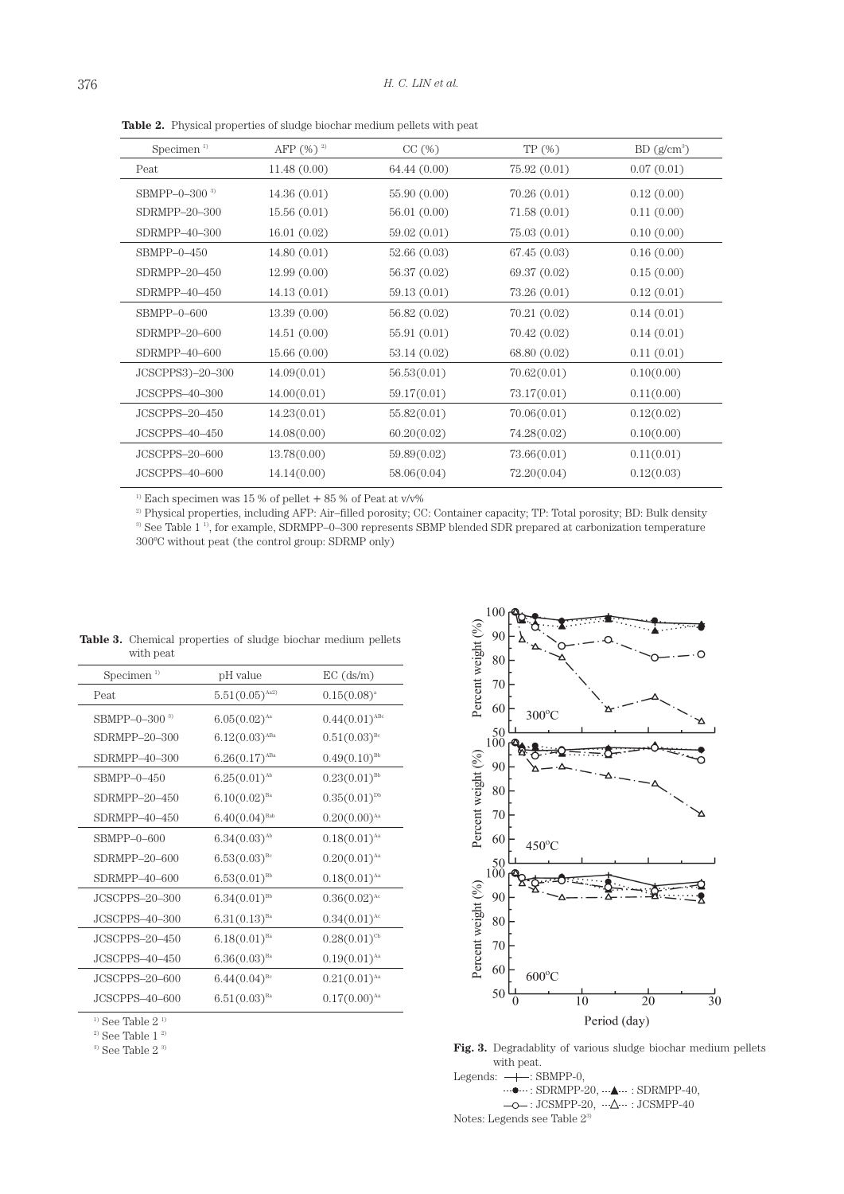**Table 2.** Physical properties of sludge biochar medium pellets with peat

| Specimen [1] | AFP (%) [2] | CC (%) | TP (%) | BD (g/cm$^3$) |
|---|---|---|---|---|
| Peat | 11.48 (0.00) | 64.44 (0.00) | 75.92 (0.01) | 0.07 (0.01) |
| SBMPP–0–300 [3] | 14.36 (0.01) | 55.90 (0.00) | 70.26 (0.01) | 0.12 (0.00) |
| SDRMPP–20–300 | 15.56 (0.01) | 56.01 (0.00) | 71.58 (0.01) | 0.11 (0.00) |
| SDRMPP–40–300 | 16.01 (0.02) | 59.02 (0.01) | 75.03 (0.01) | 0.10 (0.00) |
| SBMPP–0–450 | 14.80 (0.01) | 52.66 (0.03) | 67.45 (0.03) | 0.16 (0.00) |
| SDRMPP–20–450 | 12.99 (0.00) | 56.37 (0.02) | 69.37 (0.02) | 0.15 (0.00) |
| SDRMPP–40–450 | 14.13 (0.01) | 59.13 (0.01) | 73.26 (0.01) | 0.12 (0.01) |
| SBMPP–0–600 | 13.39 (0.00) | 56.82 (0.02) | 70.21 (0.02) | 0.14 (0.01) |
| SDRMPP–20–600 | 14.51 (0.00) | 55.91 (0.01) | 70.42 (0.02) | 0.14 (0.01) |
| SDRMPP–40–600 | 15.66 (0.00) | 53.14 (0.02) | 68.80 (0.02) | 0.11 (0.01) |
| JCSCPPS3)–20–300 | 14.09(0.01) | 56.53(0.01) | 70.62(0.01) | 0.10(0.00) |
| JCSCPPS–40–300 | 14.00(0.01) | 59.17(0.01) | 73.17(0.01) | 0.11(0.00) |
| JCSCPPS–20–450 | 14.23(0.01) | 55.82(0.01) | 70.06(0.01) | 0.12(0.02) |
| JCSCPPS–40–450 | 14.08(0.00) | 60.20(0.02) | 74.28(0.02) | 0.10(0.00) |
| JCSCPPS–20–600 | 13.78(0.00) | 59.89(0.02) | 73.66(0.01) | 0.11(0.01) |
| JCSCPPS–40–600 | 14.14(0.00) | 58.06(0.04) | 72.20(0.04) | 0.12(0.03) |

[1] Each specimen was 15 % of pellet + 85 % of Peat at v/v%
[2] Physical properties, including AFP: Air–filled porosity; CC: Container capacity; TP: Total porosity; BD: Bulk density
[3] See Table 1 [1], for example, SDRMPP–0–300 represents SBMP blended SDR prepared at carbonization temperature 300℃ without peat (the control group: SDRMP only)

**Table 3.** Chemical properties of sludge biochar medium pellets with peat

| Specimen [1] | pH value | EC (ds/m) |
|---|---|---|
| Peat | 5.51(0.05)[Aa2)] | 0.15(0.08)[a] |
| SBMPP–0–300 [3] | 6.05(0.02)[Aa] | 0.44(0.01)[ABc] |
| SDRMPP–20–300 | 6.12(0.03)[ABa] | 0.51(0.03)[Bc] |
| SDRMPP–40–300 | 6.26(0.17)[ABa] | 0.49(0.10)[Bb] |
| SBMPP–0–450 | 6.25(0.01)[Ab] | 0.23(0.01)[Bb] |
| SDRMPP–20–450 | 6.10(0.02)[Ba] | 0.35(0.01)[Db] |
| SDRMPP–40–450 | 6.40(0.04)[Bab] | 0.20(0.00)[Aa] |
| SBMPP–0–600 | 6.34(0.03)[Ab] | 0.18(0.01)[Aa] |
| SDRMPP–20–600 | 6.53(0.03)[Bc] | 0.20(0.01)[Aa] |
| SDRMPP–40–600 | 6.53(0.01)[Bb] | 0.18(0.01)[Aa] |
| JCSCPPS–20–300 | 6.34(0.01)[Bb] | 0.36(0.02)[Ac] |
| JCSCPPS–40–300 | 6.31(0.13)[Ba] | 0.34(0.01)[Ac] |
| JCSCPPS–20–450 | 6.18(0.01)[Ba] | 0.28(0.01)[Cb] |
| JCSCPPS–40–450 | 6.36(0.03)[Ba] | 0.19(0.01)[Aa] |
| JCSCPPS–20–600 | 6.44(0.04)[Bc] | 0.21(0.01)[Aa] |
| JCSCPPS–40–600 | 6.51(0.03)[Ba] | 0.17(0.00)[Aa] |

[1] See Table 2 [1]
[2] See Table 1 [2]
[3] See Table 2 [3]

**Fig. 3.** Degradablity of various sludge biochar medium pellets with peat.
Legends: —+—: SBMPP-0, ···●···: SDRMPP-20, ···▲···: SDRMPP-40, —○—: JCSMPP-20, ···△···: JCSMPP-40
Notes: Legends see Table 2[3]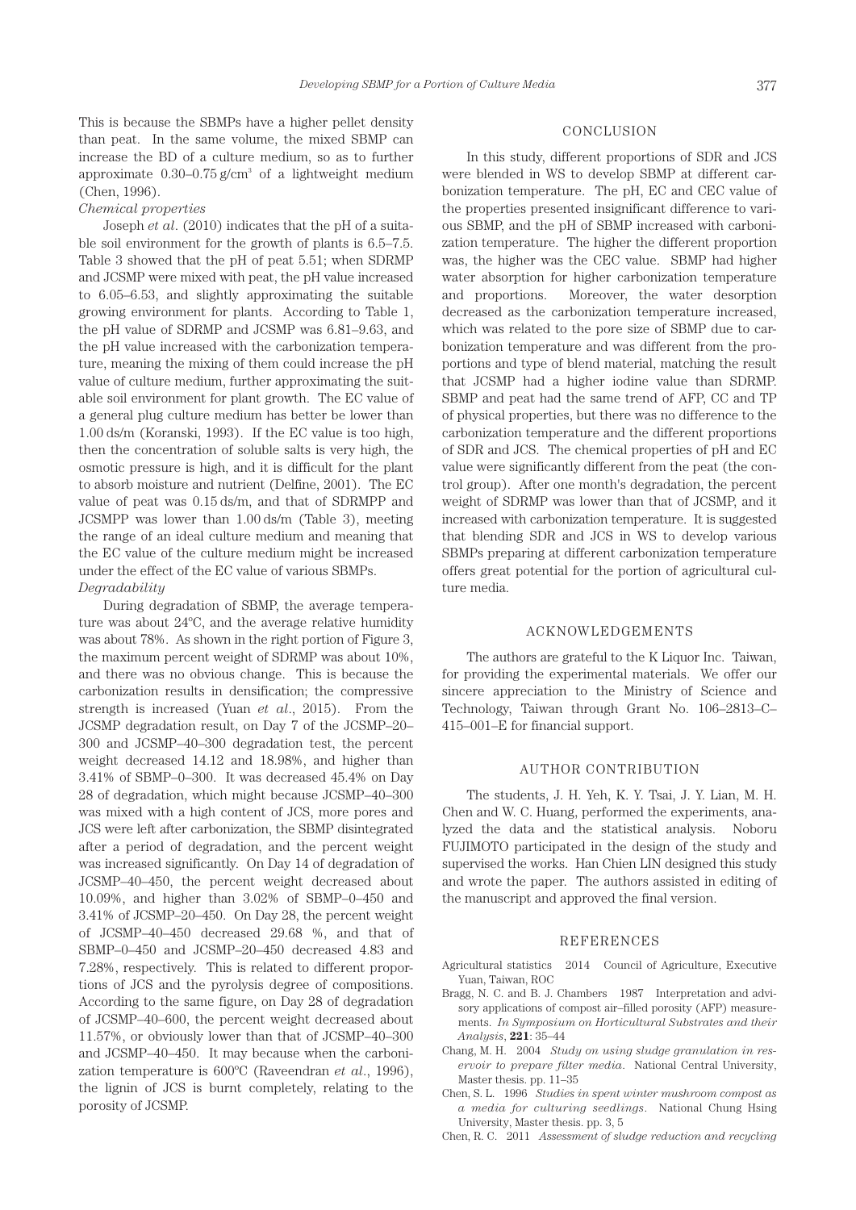This is because the SBMPs have a higher pellet density than peat. In the same volume, the mixed SBMP can increase the BD of a culture medium, so as to further approximate 0.30–0.75 g/cm$^3$ of a lightweight medium (Chen, 1996).

*Chemical properties*

Joseph *et al*. (2010) indicates that the pH of a suitable soil environment for the growth of plants is 6.5–7.5. Table 3 showed that the pH of peat 5.51; when SDRMP and JCSMP were mixed with peat, the pH value increased to 6.05–6.53, and slightly approximating the suitable growing environment for plants. According to Table 1, the pH value of SDRMP and JCSMP was 6.81–9.63, and the pH value increased with the carbonization temperature, meaning the mixing of them could increase the pH value of culture medium, further approximating the suitable soil environment for plant growth. The EC value of a general plug culture medium has better be lower than 1.00 ds/m (Koranski, 1993). If the EC value is too high, then the concentration of soluble salts is very high, the osmotic pressure is high, and it is difficult for the plant to absorb moisture and nutrient (Delfine, 2001). The EC value of peat was 0.15 ds/m, and that of SDRMPP and JCSMPP was lower than 1.00 ds/m (Table 3), meeting the range of an ideal culture medium and meaning that the EC value of the culture medium might be increased under the effect of the EC value of various SBMPs.

*Degradability*

During degradation of SBMP, the average temperature was about 24°C, and the average relative humidity was about 78%. As shown in the right portion of Figure 3, the maximum percent weight of SDRMP was about 10%, and there was no obvious change. This is because the carbonization results in densification; the compressive strength is increased (Yuan *et al*., 2015). From the JCSMP degradation result, on Day 7 of the JCSMP–20–300 and JCSMP–40–300 degradation test, the percent weight decreased 14.12 and 18.98%, and higher than 3.41% of SBMP–0–300. It was decreased 45.4% on Day 28 of degradation, which might because JCSMP–40–300 was mixed with a high content of JCS, more pores and JCS were left after carbonization, the SBMP disintegrated after a period of degradation, and the percent weight was increased significantly. On Day 14 of degradation of JCSMP–40–450, the percent weight decreased about 10.09%, and higher than 3.02% of SBMP–0–450 and 3.41% of JCSMP–20–450. On Day 28, the percent weight of JCSMP–40–450 decreased 29.68 %, and that of SBMP–0–450 and JCSMP–20–450 decreased 4.83 and 7.28%, respectively. This is related to different proportions of JCS and the pyrolysis degree of compositions. According to the same figure, on Day 28 of degradation of JCSMP–40–600, the percent weight decreased about 11.57%, or obviously lower than that of JCSMP–40–300 and JCSMP–40–450. It may because when the carbonization temperature is 600°C (Raveendran *et al*., 1996), the lignin of JCS is burnt completely, relating to the porosity of JCSMP.

## CONCLUSION

In this study, different proportions of SDR and JCS were blended in WS to develop SBMP at different carbonization temperature. The pH, EC and CEC value of the properties presented insignificant difference to various SBMP, and the pH of SBMP increased with carbonization temperature. The higher the different proportion was, the higher was the CEC value. SBMP had higher water absorption for higher carbonization temperature and proportions. Moreover, the water desorption decreased as the carbonization temperature increased, which was related to the pore size of SBMP due to carbonization temperature and was different from the proportions and type of blend material, matching the result that JCSMP had a higher iodine value than SDRMP. SBMP and peat had the same trend of AFP, CC and TP of physical properties, but there was no difference to the carbonization temperature and the different proportions of SDR and JCS. The chemical properties of pH and EC value were significantly different from the peat (the control group). After one month's degradation, the percent weight of SDRMP was lower than that of JCSMP, and it increased with carbonization temperature. It is suggested that blending SDR and JCS in WS to develop various SBMPs preparing at different carbonization temperature offers great potential for the portion of agricultural culture media.

## ACKNOWLEDGEMENTS

The authors are grateful to the K Liquor Inc. Taiwan, for providing the experimental materials. We offer our sincere appreciation to the Ministry of Science and Technology, Taiwan through Grant No. 106–2813–C–415–001–E for financial support.

## AUTHOR CONTRIBUTION

The students, J. H. Yeh, K. Y. Tsai, J. Y. Lian, M. H. Chen and W. C. Huang, performed the experiments, analyzed the data and the statistical analysis. Noboru FUJIMOTO participated in the design of the study and supervised the works. Han Chien LIN designed this study and wrote the paper. The authors assisted in editing of the manuscript and approved the final version.

## REFERENCES

Agricultural statistics 2014 Council of Agriculture, Executive Yuan, Taiwan, ROC

Bragg, N. C. and B. J. Chambers 1987 Interpretation and advisory applications of compost air–filled porosity (AFP) measurements. *In Symposium on Horticultural Substrates and their Analysis*, **221**: 35–44

Chang, M. H. 2004 *Study on using sludge granulation in reservoir to prepare filter media*. National Central University, Master thesis. pp. 11–35

Chen, S. L. 1996 *Studies in spent winter mushroom compost as a media for culturing seedlings*. National Chung Hsing University, Master thesis. pp. 3, 5

Chen, R. C. 2011 *Assessment of sludge reduction and recycling*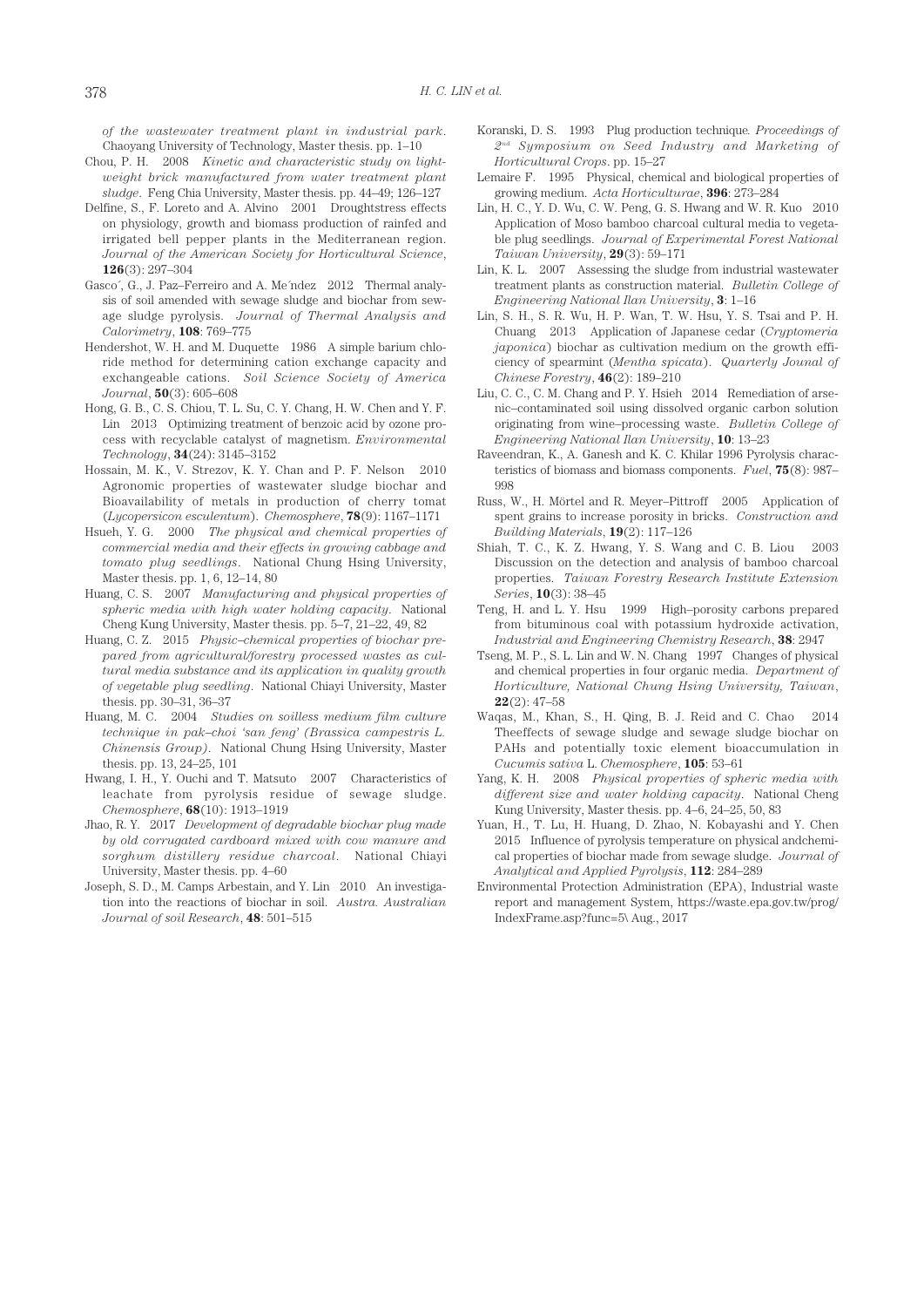*of the wastewater treatment plant in industrial park*. Chaoyang University of Technology, Master thesis. pp. 1–10

Chou, P. H. 2008 *Kinetic and characteristic study on lightweight brick manufactured from water treatment plant sludge*. Feng Chia University, Master thesis. pp. 44–49; 126–127

Delfine, S., F. Loreto and A. Alvino 2001 Droughtstress effects on physiology, growth and biomass production of rainfed and irrigated bell pepper plants in the Mediterranean region. *Journal of the American Society for Horticultural Science*, **126**(3): 297–304

Gasco´, G., J. Paz–Ferreiro and A. Me´ndez 2012 Thermal analysis of soil amended with sewage sludge and biochar from sewage sludge pyrolysis. *Journal of Thermal Analysis and Calorimetry*, **108**: 769–775

Hendershot, W. H. and M. Duquette 1986 A simple barium chloride method for determining cation exchange capacity and exchangeable cations. *Soil Science Society of America Journal*, **50**(3): 605–608

Hong, G. B., C. S. Chiou, T. L. Su, C. Y. Chang, H. W. Chen and Y. F. Lin 2013 Optimizing treatment of benzoic acid by ozone process with recyclable catalyst of magnetism. *Environmental Technology*, **34**(24): 3145–3152

Hossain, M. K., V. Strezov, K. Y. Chan and P. F. Nelson 2010 Agronomic properties of wastewater sludge biochar and Bioavailability of metals in production of cherry tomat (*Lycopersicon esculentum*). *Chemosphere*, **78**(9): 1167–1171

Hsueh, Y. G. 2000 *The physical and chemical properties of commercial media and their effects in growing cabbage and tomato plug seedlings*. National Chung Hsing University, Master thesis. pp. 1, 6, 12–14, 80

Huang, C. S. 2007 *Manufacturing and physical properties of spheric media with high water holding capacity*. National Cheng Kung University, Master thesis. pp. 5–7, 21–22, 49, 82

Huang, C. Z. 2015 *Physic–chemical properties of biochar prepared from agricultural/forestry processed wastes as cultural media substance and its application in quality growth of vegetable plug seedling*. National Chiayi University, Master thesis. pp. 30–31, 36–37

Huang, M. C. 2004 *Studies on soilless medium film culture technique in pak–choi 'san feng' (Brassica campestris L. Chinensis Group)*. National Chung Hsing University, Master thesis. pp. 13, 24–25, 101

Hwang, I. H., Y. Ouchi and T. Matsuto 2007 Characteristics of leachate from pyrolysis residue of sewage sludge. *Chemosphere*, **68**(10): 1913–1919

Jhao, R. Y. 2017 *Development of degradable biochar plug made by old corrugated cardboard mixed with cow manure and sorghum distillery residue charcoal*. National Chiayi University, Master thesis. pp. 4–60

Joseph, S. D., M. Camps Arbestain, and Y. Lin 2010 An investigation into the reactions of biochar in soil. *Austra. Australian Journal of soil Research*, **48**: 501–515

Koranski, D. S. 1993 Plug production technique. *Proceedings of 2nd Symposium on Seed Industry and Marketing of Horticultural Crops*. pp. 15–27

Lemaire F. 1995 Physical, chemical and biological properties of growing medium. *Acta Horticulturae*, **396**: 273–284

Lin, H. C., Y. D. Wu, C. W. Peng, G. S. Hwang and W. R. Kuo 2010 Application of Moso bamboo charcoal cultural media to vegetable plug seedlings. *Journal of Experimental Forest National Taiwan University*, **29**(3): 59–171

Lin, K. L. 2007 Assessing the sludge from industrial wastewater treatment plants as construction material. *Bulletin College of Engineering National Ilan University*, **3**: 1–16

Lin, S. H., S. R. Wu, H. P. Wan, T. W. Hsu, Y. S. Tsai and P. H. Chuang 2013 Application of Japanese cedar (*Cryptomeria japonica*) biochar as cultivation medium on the growth efficiency of spearmint (*Mentha spicata*). *Quarterly Jounal of Chinese Forestry*, **46**(2): 189–210

Liu, C. C., C. M. Chang and P. Y. Hsieh 2014 Remediation of arsenic–contaminated soil using dissolved organic carbon solution originating from wine–processing waste. *Bulletin College of Engineering National Ilan University*, **10**: 13–23

Raveendran, K., A. Ganesh and K. C. Khilar 1996 Pyrolysis characteristics of biomass and biomass components. *Fuel*, **75**(8): 987–998

Russ, W., H. Mörtel and R. Meyer–Pittroff 2005 Application of spent grains to increase porosity in bricks. *Construction and Building Materials*, **19**(2): 117–126

Shiah, T. C., K. Z. Hwang, Y. S. Wang and C. B. Liou 2003 Discussion on the detection and analysis of bamboo charcoal properties. *Taiwan Forestry Research Institute Extension Series*, **10**(3): 38–45

Teng, H. and L. Y. Hsu 1999 High–porosity carbons prepared from bituminous coal with potassium hydroxide activation, *Industrial and Engineering Chemistry Research*, **38**: 2947

Tseng, M. P., S. L. Lin and W. N. Chang 1997 Changes of physical and chemical properties in four organic media. *Department of Horticulture, National Chung Hsing University, Taiwan*, **22**(2): 47–58

Waqas, M., Khan, S., H. Qing, B. J. Reid and C. Chao 2014 Theeffects of sewage sludge and sewage sludge biochar on PAHs and potentially toxic element bioaccumulation in *Cucumis sativa* L. *Chemosphere*, **105**: 53–61

Yang, K. H. 2008 *Physical properties of spheric media with different size and water holding capacity*. National Cheng Kung University, Master thesis. pp. 4–6, 24–25, 50, 83

Yuan, H., T. Lu, H. Huang, D. Zhao, N. Kobayashi and Y. Chen 2015 Influence of pyrolysis temperature on physical andchemical properties of biochar made from sewage sludge. *Journal of Analytical and Applied Pyrolysis*, **112**: 284–289

Environmental Protection Administration (EPA), Industrial waste report and management System, https://waste.epa.gov.tw/prog/IndexFrame.asp?func=5\ Aug., 2017